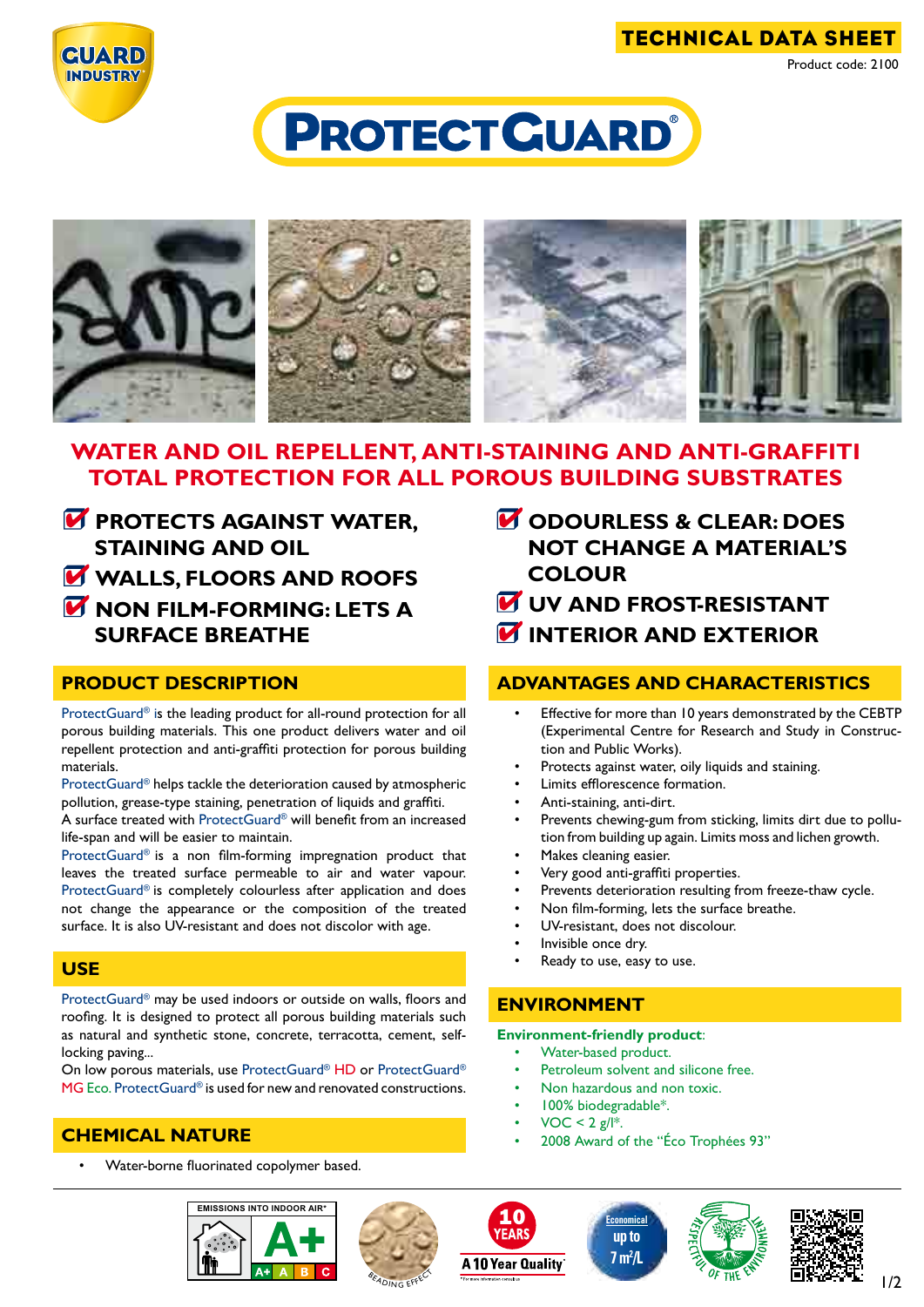**TECHNICAL DATA SHEET**

Product code: 2100

# PROTECTGUARD®

## WATER AND OIL REPELLENT, ANTI-STAINING AND ANTI-GRAFFITI TOTAL PROTECTION FOR ALL POROUS BUILDING SUBSTRATES

- **PROTECTS AGAINST WATER, STAINING AND OIL**
- **WALLS, FLOORS AND ROOFS**
- **NON FILM-FORMING: LETS A SURFACE BREATHE**
- **ODOURLESS & CLEAR: DOES NOT CHANGE A MATERIAL'S COLOUR**
- **UV AND FROST-RESISTANT**
- **INTERIOR AND EXTERIOR**

## PRODUCT DESCRIPTION

ProtectGuard® is the leading product for all-round protection for all porous building materials. This one product delivers water and oil repellent protection and anti-graffiti protection for porous building materials.

ProtectGuard® helps tackle the deterioration caused by atmospheric pollution, grease-type staining, penetration of liquids and graffiti.

A surface treated with ProtectGuard® will benefit from an increased life-span and will be easier to maintain.

ProtectGuard® is a non film-forming impregnation product that leaves the treated surface permeable to air and water vapour. ProtectGuard® is completely colourless after application and does not change the appearance or the composition of the treated surface. It is also UV-resistant and does not discolor with age.

## USE

ProtectGuard® may be used indoors or outside on walls, floors and roofing. It is designed to protect all porous building materials such as natural and synthetic stone, concrete, terracotta, cement, self-locking paving...

On low porous materials, use ProtectGuard® HD or ProtectGuard® MG Eco. ProtectGuard® is used for new and renovated constructions.

## CHEMICAL NATURE

- Water-borne fluorinated copolymer based.

## ADVANTAGES AND CHARACTERISTICS

- Effective for more than 10 years demonstrated by the CEBTP (Experimental Centre for Research and Study in Construction and Public Works).
- Protects against water, oily liquids and staining.
- Limits efflorescence formation.
- Anti-staining, anti-dirt.
- Prevents chewing-gum from sticking, limits dirt due to pollution from building up again. Limits moss and lichen growth.
- Makes cleaning easier.
- Very good anti-graffiti properties.
- Prevents deterioration resulting from freeze-thaw cycle.
- Non film-forming, lets the surface breathe.
- UV-resistant, does not discolour.
- Invisible once dry.
- Ready to use, easy to use.

## ENVIRONMENT

**Environment-friendly product**:

- Water-based product.
- Petroleum solvent and silicone free.
- Non hazardous and non toxic.
- 100% biodegradable*.
- VOC < 2 g/l*.
- 2008 Award of the "Éco Trophées 93"

EMISSIONS INTO INDOOR AIR* A+ | BEADING EFFECT | 10 YEARS A 10 Year Quality | Economical up to 7 m²/L | RESPECTFUL OF THE ENVIRONMENT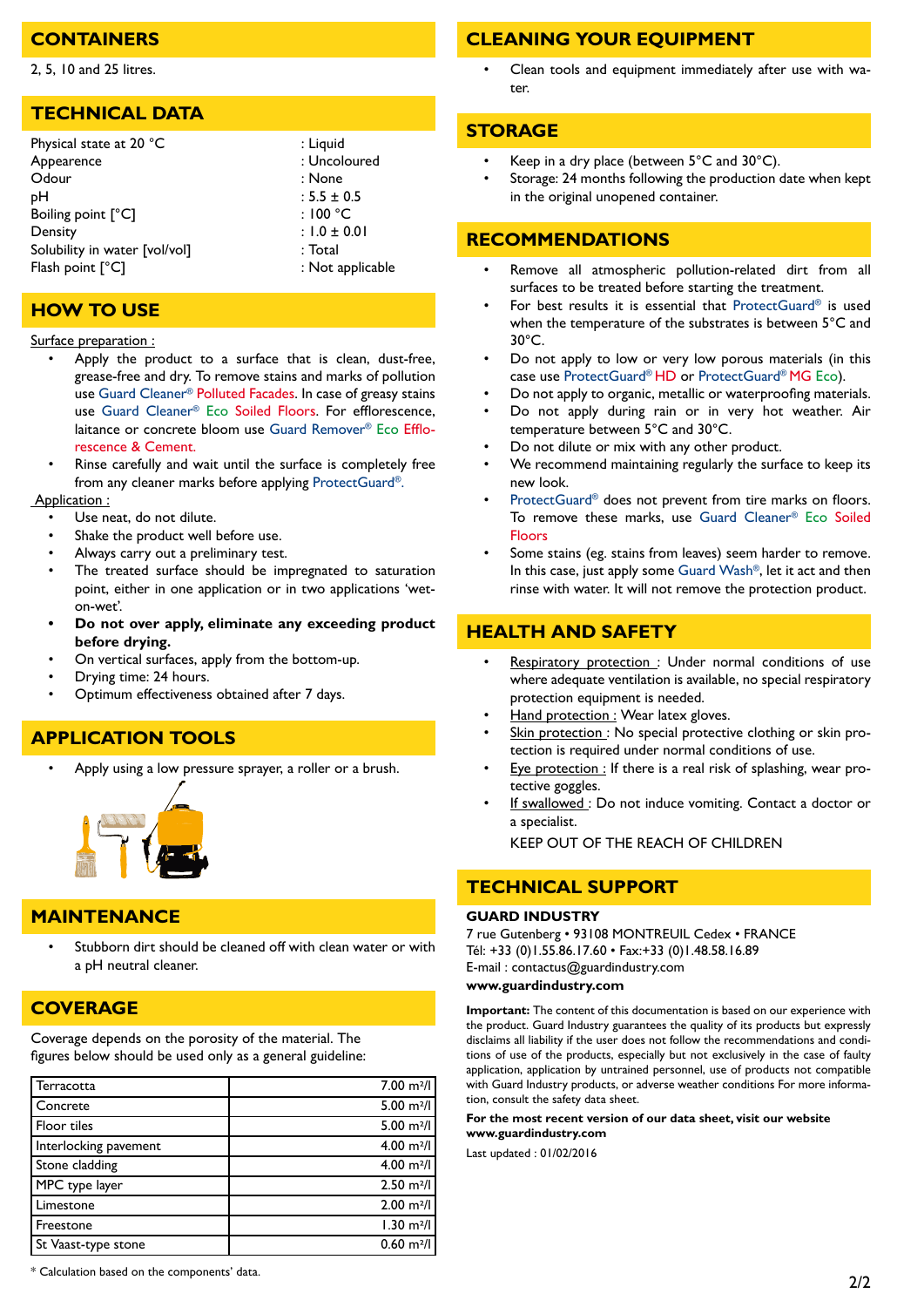## CONTAINERS

2, 5, 10 and 25 litres.

## TECHNICAL DATA

| | |
|---|---|
| Physical state at 20 °C | : Liquid |
| Appearence | : Uncoloured |
| Odour | : None |
| pH | : 5.5 ± 0.5 |
| Boiling point [°C] | : 100 °C |
| Density | : 1.0 ± 0.01 |
| Solubility in water [vol/vol] | : Total |
| Flash point [°C] | : Not applicable |

## HOW TO USE

Surface preparation :

- Apply the product to a surface that is clean, dust-free, grease-free and dry. To remove stains and marks of pollution use Guard Cleaner® Polluted Facades. In case of greasy stains use Guard Cleaner® Eco Soiled Floors. For efflorescence, laitance or concrete bloom use Guard Remover® Eco Efflorescence & Cement.
- Rinse carefully and wait until the surface is completely free from any cleaner marks before applying ProtectGuard®.

Application :

- Use neat, do not dilute.
- Shake the product well before use.
- Always carry out a preliminary test.
- The treated surface should be impregnated to saturation point, either in one application or in two applications 'wet-on-wet'.
- **Do not over apply, eliminate any exceeding product before drying.**
- On vertical surfaces, apply from the bottom-up.
- Drying time: 24 hours.
- Optimum effectiveness obtained after 7 days.

## APPLICATION TOOLS

- Apply using a low pressure sprayer, a roller or a brush.

## MAINTENANCE

- Stubborn dirt should be cleaned off with clean water or with a pH neutral cleaner.

## COVERAGE

Coverage depends on the porosity of the material. The figures below should be used only as a general guideline:

| | |
|---|---|
| Terracotta | 7.00 m²/l |
| Concrete | 5.00 m²/l |
| Floor tiles | 5.00 m²/l |
| Interlocking pavement | 4.00 m²/l |
| Stone cladding | 4.00 m²/l |
| MPC type layer | 2.50 m²/l |
| Limestone | 2.00 m²/l |
| Freestone | 1.30 m²/l |
| St Vaast-type stone | 0.60 m²/l |

* Calculation based on the components' data.

## CLEANING YOUR EQUIPMENT

- Clean tools and equipment immediately after use with water.

## STORAGE

- Keep in a dry place (between 5°C and 30°C).
- Storage: 24 months following the production date when kept in the original unopened container.

## RECOMMENDATIONS

- Remove all atmospheric pollution-related dirt from all surfaces to be treated before starting the treatment.
- For best results it is essential that ProtectGuard® is used when the temperature of the substrates is between 5°C and 30°C.
- Do not apply to low or very low porous materials (in this case use ProtectGuard® HD or ProtectGuard® MG Eco).
- Do not apply to organic, metallic or waterproofing materials.
- Do not apply during rain or in very hot weather. Air temperature between 5°C and 30°C.
- Do not dilute or mix with any other product.
- We recommend maintaining regularly the surface to keep its new look.
- ProtectGuard® does not prevent from tire marks on floors. To remove these marks, use Guard Cleaner® Eco Soiled Floors
- Some stains (eg. stains from leaves) seem harder to remove. In this case, just apply some Guard Wash®, let it act and then rinse with water. It will not remove the protection product.

## HEALTH AND SAFETY

- Respiratory protection : Under normal conditions of use where adequate ventilation is available, no special respiratory protection equipment is needed.
- Hand protection : Wear latex gloves.
- Skin protection : No special protective clothing or skin protection is required under normal conditions of use.
- Eye protection : If there is a real risk of splashing, wear protective goggles.
- If swallowed : Do not induce vomiting. Contact a doctor or a specialist.

  KEEP OUT OF THE REACH OF CHILDREN

## TECHNICAL SUPPORT

**GUARD INDUSTRY**
7 rue Gutenberg • 93108 MONTREUIL Cedex • FRANCE
Tél: +33 (0)1.55.86.17.60 • Fax:+33 (0)1.48.58.16.89
E-mail : contactus@guardindustry.com
**www.guardindustry.com**

**Important:** The content of this documentation is based on our experience with the product. Guard Industry guarantees the quality of its products but expressly disclaims all liability if the user does not follow the recommendations and conditions of use of the products, especially but not exclusively in the case of faulty application, application by untrained personnel, use of products not compatible with Guard Industry products, or adverse weather conditions For more information, consult the safety data sheet.

**For the most recent version of our data sheet, visit our website www.guardindustry.com**

Last updated : 01/02/2016